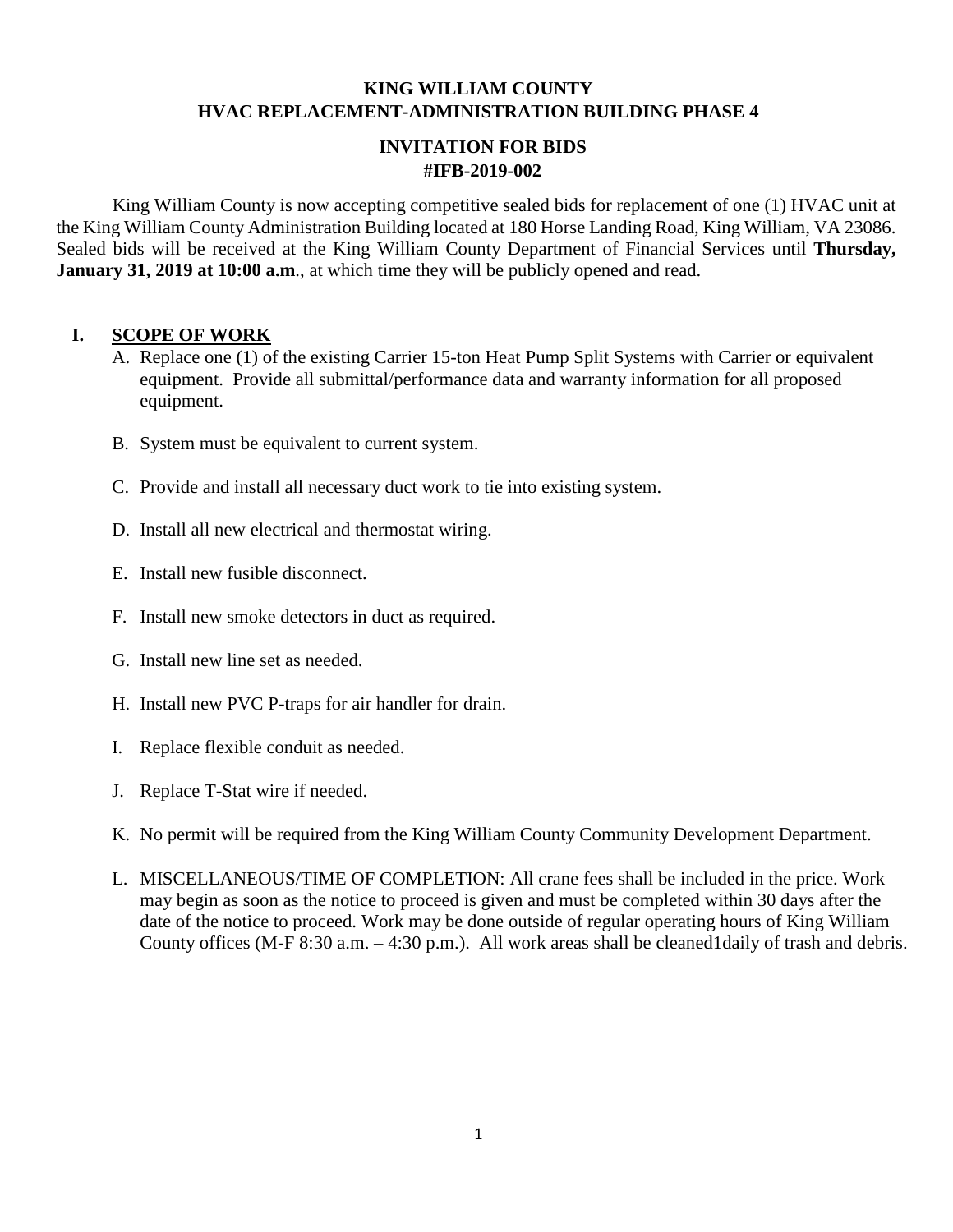# KING WILLIAM COUNTY
# HVAC REPLACEMENT-ADMINISTRATION BUILDING PHASE 4

## INVITATION FOR BIDS
## #IFB-2019-002

King William County is now accepting competitive sealed bids for replacement of one (1) HVAC unit at the King William County Administration Building located at 180 Horse Landing Road, King William, VA 23086. Sealed bids will be received at the King William County Department of Financial Services until **Thursday, January 31, 2019 at 10:00 a.m**., at which time they will be publicly opened and read.

## I. SCOPE OF WORK

A. Replace one (1) of the existing Carrier 15-ton Heat Pump Split Systems with Carrier or equivalent equipment. Provide all submittal/performance data and warranty information for all proposed equipment.

B. System must be equivalent to current system.

C. Provide and install all necessary duct work to tie into existing system.

D. Install all new electrical and thermostat wiring.

E. Install new fusible disconnect.

F. Install new smoke detectors in duct as required.

G. Install new line set as needed.

H. Install new PVC P-traps for air handler for drain.

I. Replace flexible conduit as needed.

J. Replace T-Stat wire if needed.

K. No permit will be required from the King William County Community Development Department.

L. MISCELLANEOUS/TIME OF COMPLETION: All crane fees shall be included in the price. Work may begin as soon as the notice to proceed is given and must be completed within 30 days after the date of the notice to proceed. Work may be done outside of regular operating hours of King William County offices (M-F 8:30 a.m. – 4:30 p.m.). All work areas shall be cleaned1daily of trash and debris.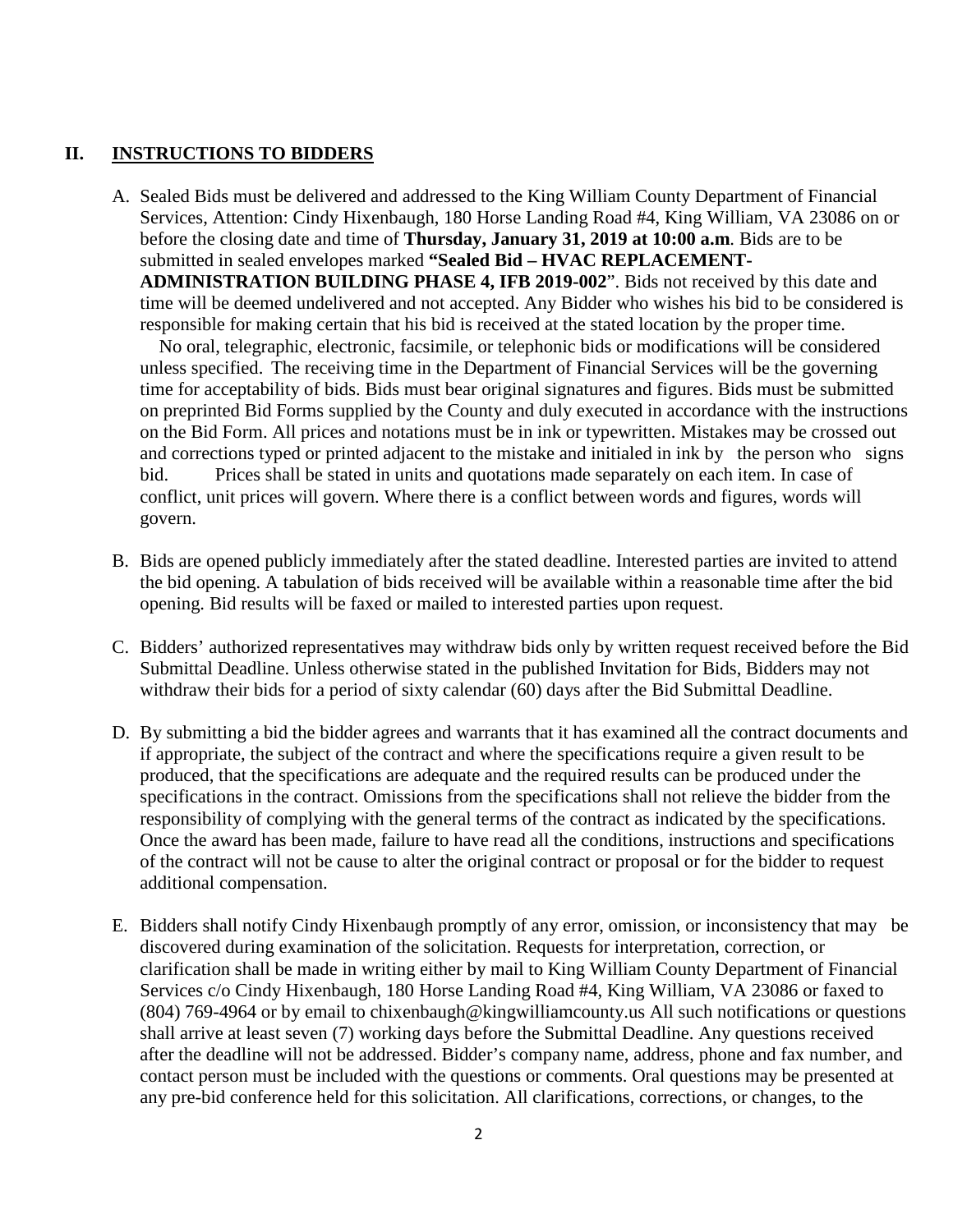## II. INSTRUCTIONS TO BIDDERS

A. Sealed Bids must be delivered and addressed to the King William County Department of Financial Services, Attention: Cindy Hixenbaugh, 180 Horse Landing Road #4, King William, VA 23086 on or before the closing date and time of **Thursday, January 31, 2019 at 10:00 a.m**. Bids are to be submitted in sealed envelopes marked **"Sealed Bid – HVAC REPLACEMENT-ADMINISTRATION BUILDING PHASE 4, IFB 2019-002**". Bids not received by this date and time will be deemed undelivered and not accepted. Any Bidder who wishes his bid to be considered is responsible for making certain that his bid is received at the stated location by the proper time.

   No oral, telegraphic, electronic, facsimile, or telephonic bids or modifications will be considered unless specified. The receiving time in the Department of Financial Services will be the governing time for acceptability of bids. Bids must bear original signatures and figures. Bids must be submitted on preprinted Bid Forms supplied by the County and duly executed in accordance with the instructions on the Bid Form. All prices and notations must be in ink or typewritten. Mistakes may be crossed out and corrections typed or printed adjacent to the mistake and initialed in ink by the person who signs bid. Prices shall be stated in units and quotations made separately on each item. In case of conflict, unit prices will govern. Where there is a conflict between words and figures, words will govern.

B. Bids are opened publicly immediately after the stated deadline. Interested parties are invited to attend the bid opening. A tabulation of bids received will be available within a reasonable time after the bid opening. Bid results will be faxed or mailed to interested parties upon request.

C. Bidders' authorized representatives may withdraw bids only by written request received before the Bid Submittal Deadline. Unless otherwise stated in the published Invitation for Bids, Bidders may not withdraw their bids for a period of sixty calendar (60) days after the Bid Submittal Deadline.

D. By submitting a bid the bidder agrees and warrants that it has examined all the contract documents and if appropriate, the subject of the contract and where the specifications require a given result to be produced, that the specifications are adequate and the required results can be produced under the specifications in the contract. Omissions from the specifications shall not relieve the bidder from the responsibility of complying with the general terms of the contract as indicated by the specifications. Once the award has been made, failure to have read all the conditions, instructions and specifications of the contract will not be cause to alter the original contract or proposal or for the bidder to request additional compensation.

E. Bidders shall notify Cindy Hixenbaugh promptly of any error, omission, or inconsistency that may be discovered during examination of the solicitation. Requests for interpretation, correction, or clarification shall be made in writing either by mail to King William County Department of Financial Services c/o Cindy Hixenbaugh, 180 Horse Landing Road #4, King William, VA 23086 or faxed to (804) 769-4964 or by email to chixenbaugh@kingwilliamcounty.us All such notifications or questions shall arrive at least seven (7) working days before the Submittal Deadline. Any questions received after the deadline will not be addressed. Bidder's company name, address, phone and fax number, and contact person must be included with the questions or comments. Oral questions may be presented at any pre-bid conference held for this solicitation. All clarifications, corrections, or changes, to the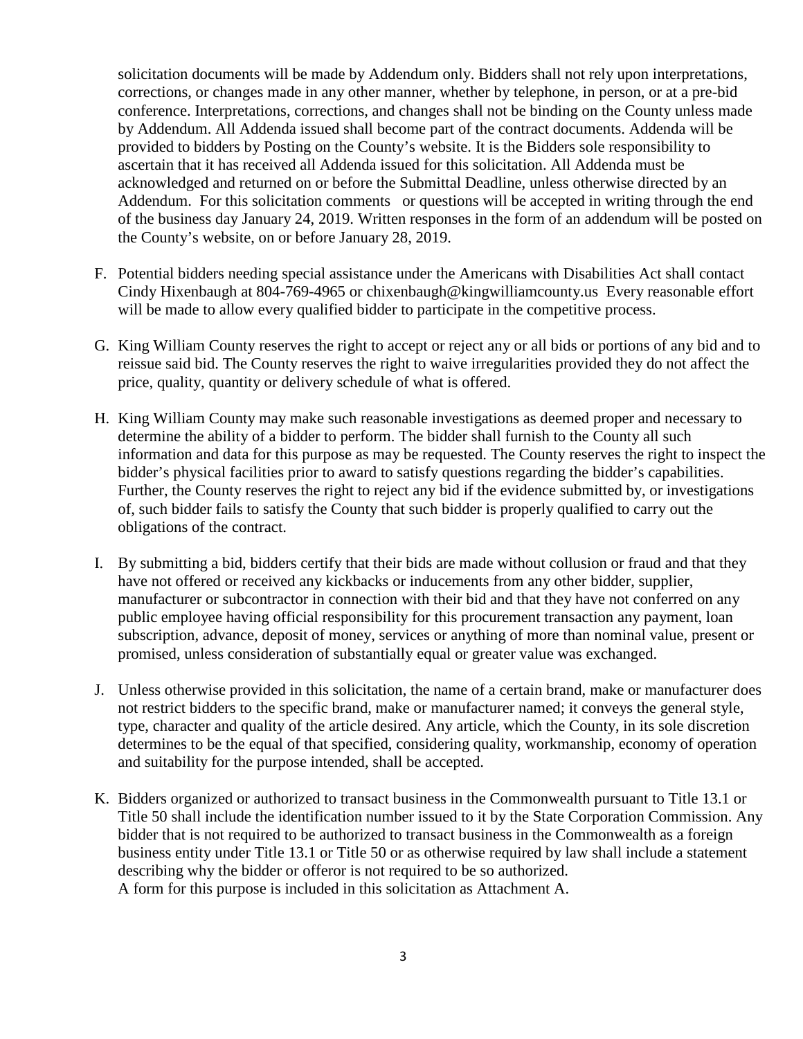solicitation documents will be made by Addendum only. Bidders shall not rely upon interpretations, corrections, or changes made in any other manner, whether by telephone, in person, or at a pre-bid conference. Interpretations, corrections, and changes shall not be binding on the County unless made by Addendum. All Addenda issued shall become part of the contract documents. Addenda will be provided to bidders by Posting on the County's website. It is the Bidders sole responsibility to ascertain that it has received all Addenda issued for this solicitation. All Addenda must be acknowledged and returned on or before the Submittal Deadline, unless otherwise directed by an Addendum. For this solicitation comments or questions will be accepted in writing through the end of the business day January 24, 2019. Written responses in the form of an addendum will be posted on the County's website, on or before January 28, 2019.

F. Potential bidders needing special assistance under the Americans with Disabilities Act shall contact Cindy Hixenbaugh at 804-769-4965 or chixenbaugh@kingwilliamcounty.us Every reasonable effort will be made to allow every qualified bidder to participate in the competitive process.

G. King William County reserves the right to accept or reject any or all bids or portions of any bid and to reissue said bid. The County reserves the right to waive irregularities provided they do not affect the price, quality, quantity or delivery schedule of what is offered.

H. King William County may make such reasonable investigations as deemed proper and necessary to determine the ability of a bidder to perform. The bidder shall furnish to the County all such information and data for this purpose as may be requested. The County reserves the right to inspect the bidder's physical facilities prior to award to satisfy questions regarding the bidder's capabilities. Further, the County reserves the right to reject any bid if the evidence submitted by, or investigations of, such bidder fails to satisfy the County that such bidder is properly qualified to carry out the obligations of the contract.

I. By submitting a bid, bidders certify that their bids are made without collusion or fraud and that they have not offered or received any kickbacks or inducements from any other bidder, supplier, manufacturer or subcontractor in connection with their bid and that they have not conferred on any public employee having official responsibility for this procurement transaction any payment, loan subscription, advance, deposit of money, services or anything of more than nominal value, present or promised, unless consideration of substantially equal or greater value was exchanged.

J. Unless otherwise provided in this solicitation, the name of a certain brand, make or manufacturer does not restrict bidders to the specific brand, make or manufacturer named; it conveys the general style, type, character and quality of the article desired. Any article, which the County, in its sole discretion determines to be the equal of that specified, considering quality, workmanship, economy of operation and suitability for the purpose intended, shall be accepted.

K. Bidders organized or authorized to transact business in the Commonwealth pursuant to Title 13.1 or Title 50 shall include the identification number issued to it by the State Corporation Commission. Any bidder that is not required to be authorized to transact business in the Commonwealth as a foreign business entity under Title 13.1 or Title 50 or as otherwise required by law shall include a statement describing why the bidder or offeror is not required to be so authorized.
A form for this purpose is included in this solicitation as Attachment A.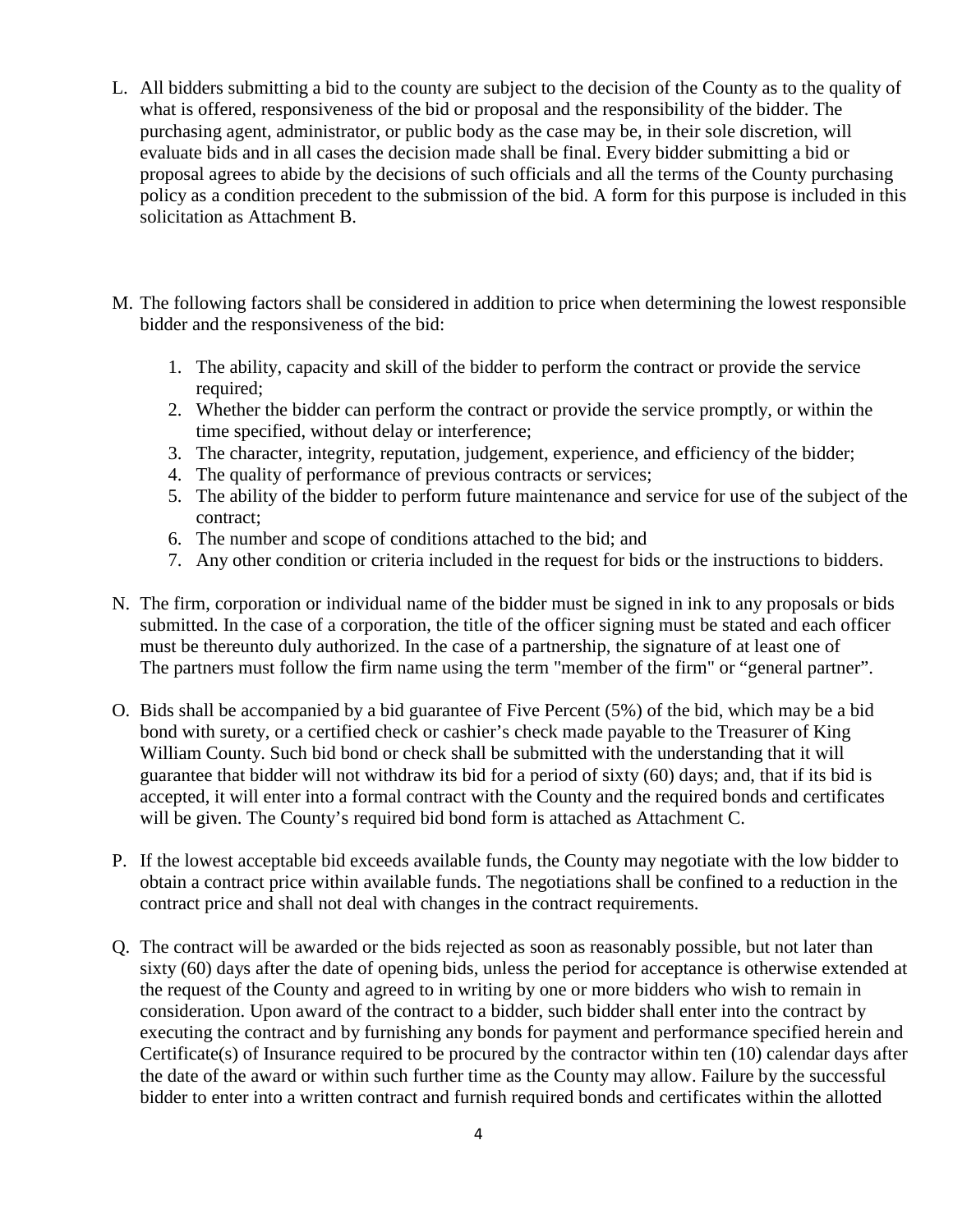L. All bidders submitting a bid to the county are subject to the decision of the County as to the quality of what is offered, responsiveness of the bid or proposal and the responsibility of the bidder. The purchasing agent, administrator, or public body as the case may be, in their sole discretion, will evaluate bids and in all cases the decision made shall be final. Every bidder submitting a bid or proposal agrees to abide by the decisions of such officials and all the terms of the County purchasing policy as a condition precedent to the submission of the bid. A form for this purpose is included in this solicitation as Attachment B.

M. The following factors shall be considered in addition to price when determining the lowest responsible bidder and the responsiveness of the bid:

   1. The ability, capacity and skill of the bidder to perform the contract or provide the service required;
   2. Whether the bidder can perform the contract or provide the service promptly, or within the time specified, without delay or interference;
   3. The character, integrity, reputation, judgement, experience, and efficiency of the bidder;
   4. The quality of performance of previous contracts or services;
   5. The ability of the bidder to perform future maintenance and service for use of the subject of the contract;
   6. The number and scope of conditions attached to the bid; and
   7. Any other condition or criteria included in the request for bids or the instructions to bidders.

N. The firm, corporation or individual name of the bidder must be signed in ink to any proposals or bids submitted. In the case of a corporation, the title of the officer signing must be stated and each officer must be thereunto duly authorized. In the case of a partnership, the signature of at least one of The partners must follow the firm name using the term "member of the firm" or "general partner".

O. Bids shall be accompanied by a bid guarantee of Five Percent (5%) of the bid, which may be a bid bond with surety, or a certified check or cashier's check made payable to the Treasurer of King William County. Such bid bond or check shall be submitted with the understanding that it will guarantee that bidder will not withdraw its bid for a period of sixty (60) days; and, that if its bid is accepted, it will enter into a formal contract with the County and the required bonds and certificates will be given. The County's required bid bond form is attached as Attachment C.

P. If the lowest acceptable bid exceeds available funds, the County may negotiate with the low bidder to obtain a contract price within available funds. The negotiations shall be confined to a reduction in the contract price and shall not deal with changes in the contract requirements.

Q. The contract will be awarded or the bids rejected as soon as reasonably possible, but not later than sixty (60) days after the date of opening bids, unless the period for acceptance is otherwise extended at the request of the County and agreed to in writing by one or more bidders who wish to remain in consideration. Upon award of the contract to a bidder, such bidder shall enter into the contract by executing the contract and by furnishing any bonds for payment and performance specified herein and Certificate(s) of Insurance required to be procured by the contractor within ten (10) calendar days after the date of the award or within such further time as the County may allow. Failure by the successful bidder to enter into a written contract and furnish required bonds and certificates within the allotted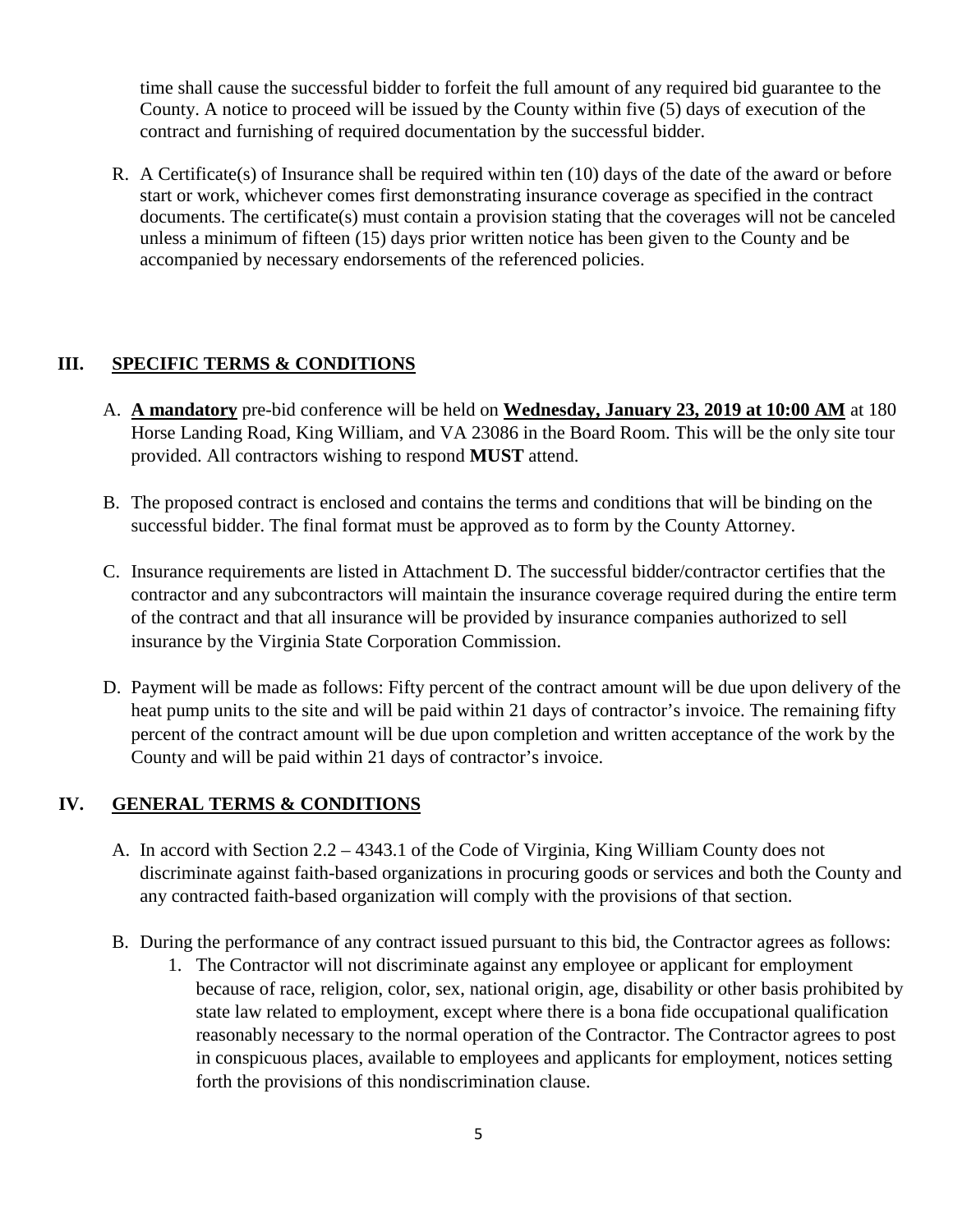time shall cause the successful bidder to forfeit the full amount of any required bid guarantee to the County. A notice to proceed will be issued by the County within five (5) days of execution of the contract and furnishing of required documentation by the successful bidder.

R. A Certificate(s) of Insurance shall be required within ten (10) days of the date of the award or before start or work, whichever comes first demonstrating insurance coverage as specified in the contract documents. The certificate(s) must contain a provision stating that the coverages will not be canceled unless a minimum of fifteen (15) days prior written notice has been given to the County and be accompanied by necessary endorsements of the referenced policies.

## III. SPECIFIC TERMS & CONDITIONS

A. **A mandatory** pre-bid conference will be held on **Wednesday, January 23, 2019 at 10:00 AM** at 180 Horse Landing Road, King William, and VA 23086 in the Board Room. This will be the only site tour provided. All contractors wishing to respond **MUST** attend.

B. The proposed contract is enclosed and contains the terms and conditions that will be binding on the successful bidder. The final format must be approved as to form by the County Attorney.

C. Insurance requirements are listed in Attachment D. The successful bidder/contractor certifies that the contractor and any subcontractors will maintain the insurance coverage required during the entire term of the contract and that all insurance will be provided by insurance companies authorized to sell insurance by the Virginia State Corporation Commission.

D. Payment will be made as follows: Fifty percent of the contract amount will be due upon delivery of the heat pump units to the site and will be paid within 21 days of contractor's invoice. The remaining fifty percent of the contract amount will be due upon completion and written acceptance of the work by the County and will be paid within 21 days of contractor's invoice.

## IV. GENERAL TERMS & CONDITIONS

A. In accord with Section 2.2 – 4343.1 of the Code of Virginia, King William County does not discriminate against faith-based organizations in procuring goods or services and both the County and any contracted faith-based organization will comply with the provisions of that section.

B. During the performance of any contract issued pursuant to this bid, the Contractor agrees as follows:

1. The Contractor will not discriminate against any employee or applicant for employment because of race, religion, color, sex, national origin, age, disability or other basis prohibited by state law related to employment, except where there is a bona fide occupational qualification reasonably necessary to the normal operation of the Contractor. The Contractor agrees to post in conspicuous places, available to employees and applicants for employment, notices setting forth the provisions of this nondiscrimination clause.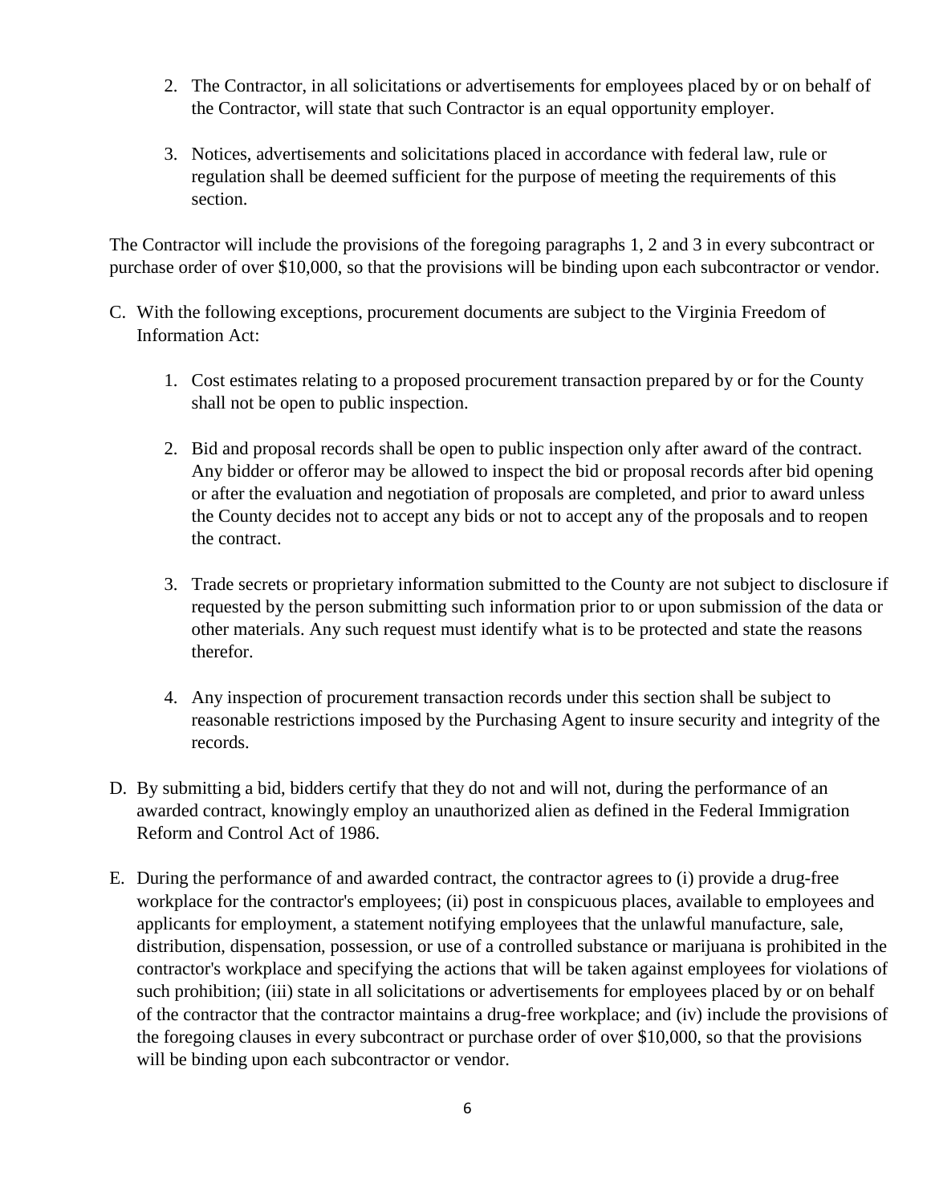2. The Contractor, in all solicitations or advertisements for employees placed by or on behalf of the Contractor, will state that such Contractor is an equal opportunity employer.

3. Notices, advertisements and solicitations placed in accordance with federal law, rule or regulation shall be deemed sufficient for the purpose of meeting the requirements of this section.

The Contractor will include the provisions of the foregoing paragraphs 1, 2 and 3 in every subcontract or purchase order of over $10,000, so that the provisions will be binding upon each subcontractor or vendor.

C. With the following exceptions, procurement documents are subject to the Virginia Freedom of Information Act:

   1. Cost estimates relating to a proposed procurement transaction prepared by or for the County shall not be open to public inspection.

   2. Bid and proposal records shall be open to public inspection only after award of the contract. Any bidder or offeror may be allowed to inspect the bid or proposal records after bid opening or after the evaluation and negotiation of proposals are completed, and prior to award unless the County decides not to accept any bids or not to accept any of the proposals and to reopen the contract.

   3. Trade secrets or proprietary information submitted to the County are not subject to disclosure if requested by the person submitting such information prior to or upon submission of the data or other materials. Any such request must identify what is to be protected and state the reasons therefor.

   4. Any inspection of procurement transaction records under this section shall be subject to reasonable restrictions imposed by the Purchasing Agent to insure security and integrity of the records.

D. By submitting a bid, bidders certify that they do not and will not, during the performance of an awarded contract, knowingly employ an unauthorized alien as defined in the Federal Immigration Reform and Control Act of 1986.

E. During the performance of and awarded contract, the contractor agrees to (i) provide a drug-free workplace for the contractor's employees; (ii) post in conspicuous places, available to employees and applicants for employment, a statement notifying employees that the unlawful manufacture, sale, distribution, dispensation, possession, or use of a controlled substance or marijuana is prohibited in the contractor's workplace and specifying the actions that will be taken against employees for violations of such prohibition; (iii) state in all solicitations or advertisements for employees placed by or on behalf of the contractor that the contractor maintains a drug-free workplace; and (iv) include the provisions of the foregoing clauses in every subcontract or purchase order of over $10,000, so that the provisions will be binding upon each subcontractor or vendor.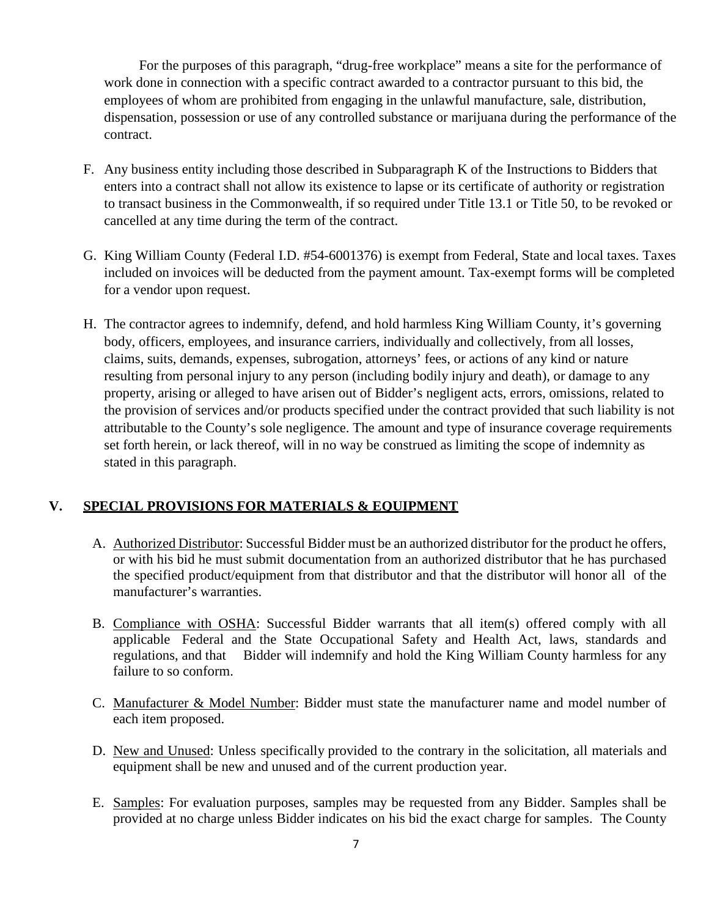For the purposes of this paragraph, "drug-free workplace" means a site for the performance of work done in connection with a specific contract awarded to a contractor pursuant to this bid, the employees of whom are prohibited from engaging in the unlawful manufacture, sale, distribution, dispensation, possession or use of any controlled substance or marijuana during the performance of the contract.

F. Any business entity including those described in Subparagraph K of the Instructions to Bidders that enters into a contract shall not allow its existence to lapse or its certificate of authority or registration to transact business in the Commonwealth, if so required under Title 13.1 or Title 50, to be revoked or cancelled at any time during the term of the contract.

G. King William County (Federal I.D. #54-6001376) is exempt from Federal, State and local taxes. Taxes included on invoices will be deducted from the payment amount. Tax-exempt forms will be completed for a vendor upon request.

H. The contractor agrees to indemnify, defend, and hold harmless King William County, it's governing body, officers, employees, and insurance carriers, individually and collectively, from all losses, claims, suits, demands, expenses, subrogation, attorneys' fees, or actions of any kind or nature resulting from personal injury to any person (including bodily injury and death), or damage to any property, arising or alleged to have arisen out of Bidder's negligent acts, errors, omissions, related to the provision of services and/or products specified under the contract provided that such liability is not attributable to the County's sole negligence. The amount and type of insurance coverage requirements set forth herein, or lack thereof, will in no way be construed as limiting the scope of indemnity as stated in this paragraph.

## V. SPECIAL PROVISIONS FOR MATERIALS & EQUIPMENT

A. Authorized Distributor: Successful Bidder must be an authorized distributor for the product he offers, or with his bid he must submit documentation from an authorized distributor that he has purchased the specified product/equipment from that distributor and that the distributor will honor all of the manufacturer's warranties.

B. Compliance with OSHA: Successful Bidder warrants that all item(s) offered comply with all applicable Federal and the State Occupational Safety and Health Act, laws, standards and regulations, and that Bidder will indemnify and hold the King William County harmless for any failure to so conform.

C. Manufacturer & Model Number: Bidder must state the manufacturer name and model number of each item proposed.

D. New and Unused: Unless specifically provided to the contrary in the solicitation, all materials and equipment shall be new and unused and of the current production year.

E. Samples: For evaluation purposes, samples may be requested from any Bidder. Samples shall be provided at no charge unless Bidder indicates on his bid the exact charge for samples. The County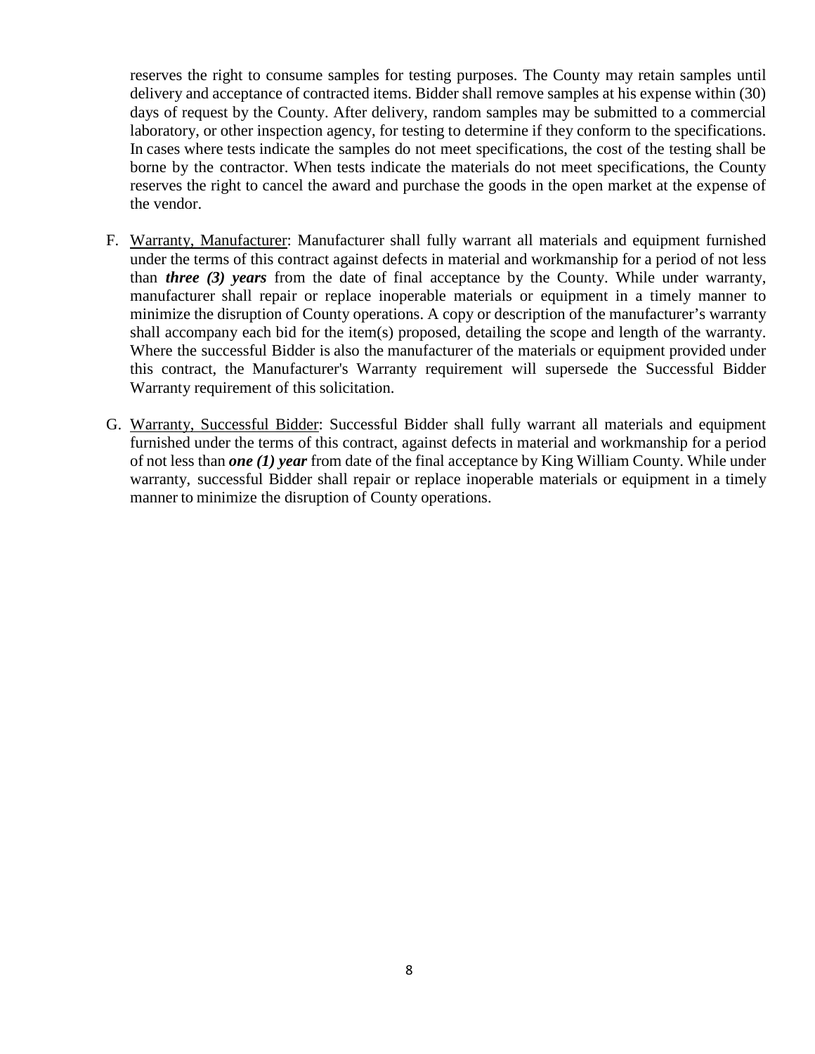reserves the right to consume samples for testing purposes. The County may retain samples until delivery and acceptance of contracted items. Bidder shall remove samples at his expense within (30) days of request by the County. After delivery, random samples may be submitted to a commercial laboratory, or other inspection agency, for testing to determine if they conform to the specifications. In cases where tests indicate the samples do not meet specifications, the cost of the testing shall be borne by the contractor. When tests indicate the materials do not meet specifications, the County reserves the right to cancel the award and purchase the goods in the open market at the expense of the vendor.

F. Warranty, Manufacturer: Manufacturer shall fully warrant all materials and equipment furnished under the terms of this contract against defects in material and workmanship for a period of not less than ***three (3) years*** from the date of final acceptance by the County. While under warranty, manufacturer shall repair or replace inoperable materials or equipment in a timely manner to minimize the disruption of County operations. A copy or description of the manufacturer's warranty shall accompany each bid for the item(s) proposed, detailing the scope and length of the warranty. Where the successful Bidder is also the manufacturer of the materials or equipment provided under this contract, the Manufacturer's Warranty requirement will supersede the Successful Bidder Warranty requirement of this solicitation.

G. Warranty, Successful Bidder: Successful Bidder shall fully warrant all materials and equipment furnished under the terms of this contract, against defects in material and workmanship for a period of not less than ***one (1) year*** from date of the final acceptance by King William County. While under warranty, successful Bidder shall repair or replace inoperable materials or equipment in a timely manner to minimize the disruption of County operations.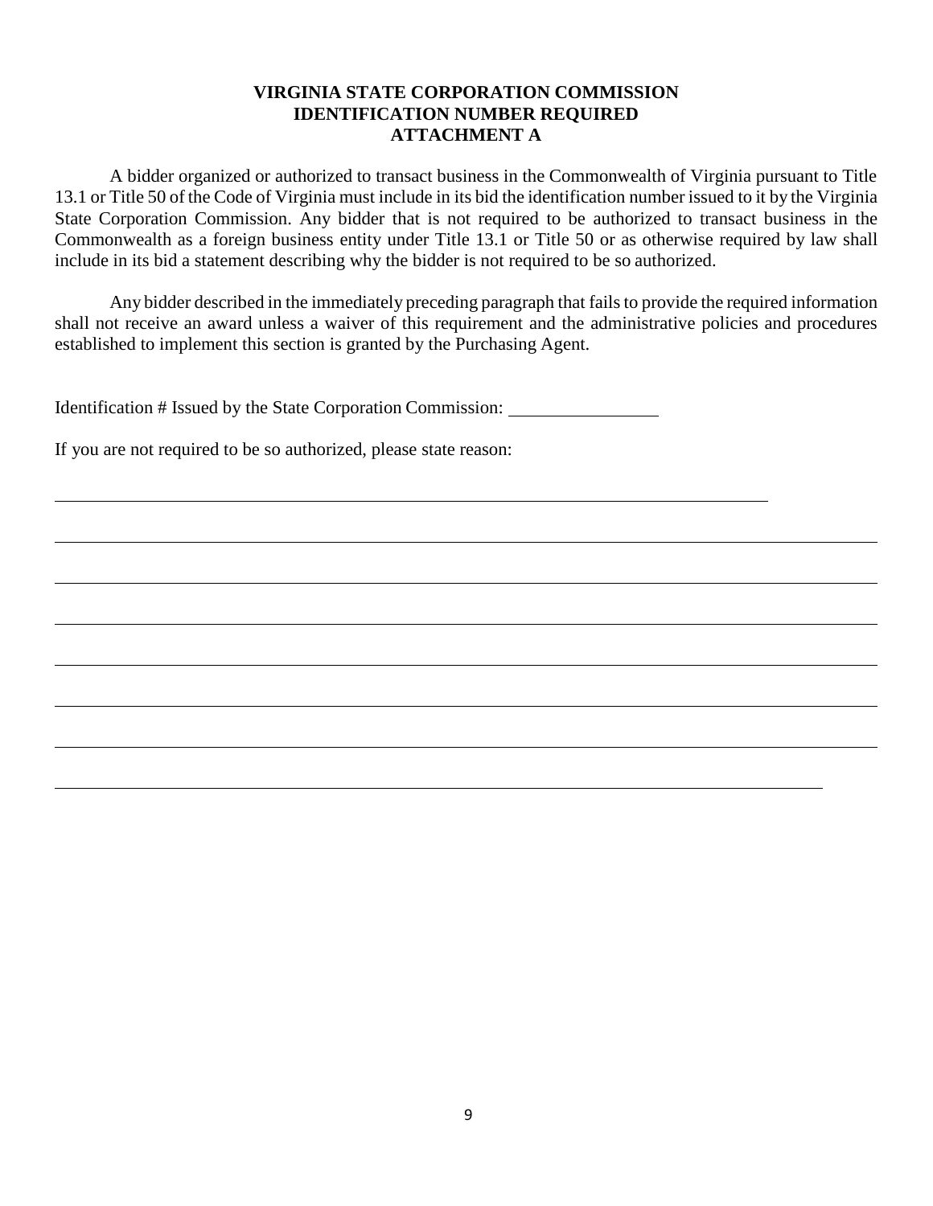**VIRGINIA STATE CORPORATION COMMISSION**
**IDENTIFICATION NUMBER REQUIRED**
**ATTACHMENT A**

A bidder organized or authorized to transact business in the Commonwealth of Virginia pursuant to Title 13.1 or Title 50 of the Code of Virginia must include in its bid the identification number issued to it by the Virginia State Corporation Commission. Any bidder that is not required to be authorized to transact business in the Commonwealth as a foreign business entity under Title 13.1 or Title 50 or as otherwise required by law shall include in its bid a statement describing why the bidder is not required to be so authorized.

Any bidder described in the immediately preceding paragraph that fails to provide the required information shall not receive an award unless a waiver of this requirement and the administrative policies and procedures established to implement this section is granted by the Purchasing Agent.

Identification # Issued by the State Corporation Commission: ________________

If you are not required to be so authorized, please state reason:

______________________________________________________________________________

______________________________________________________________________________

______________________________________________________________________________

______________________________________________________________________________

______________________________________________________________________________

______________________________________________________________________________

______________________________________________________________________________

______________________________________________________________________________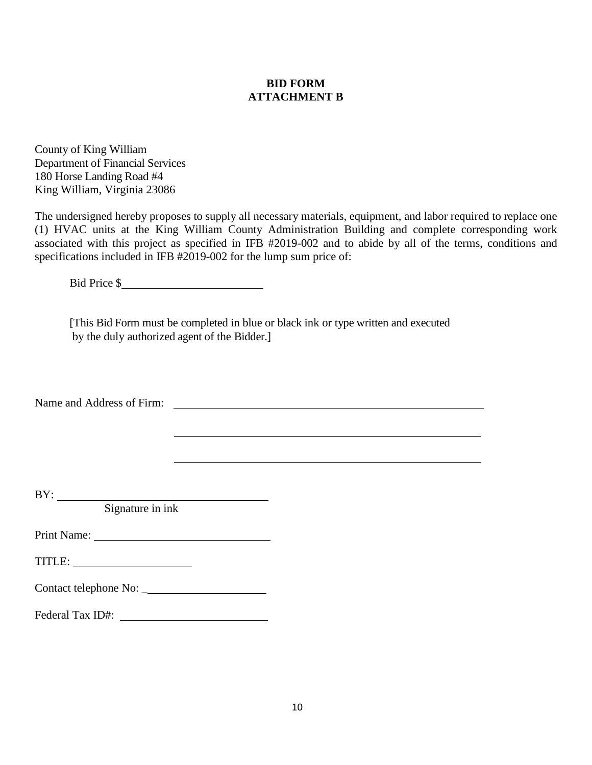**BID FORM**
**ATTACHMENT B**

County of King William
Department of Financial Services
180 Horse Landing Road #4
King William, Virginia 23086

The undersigned hereby proposes to supply all necessary materials, equipment, and labor required to replace one (1) HVAC units at the King William County Administration Building and complete corresponding work associated with this project as specified in IFB #2019-002 and to abide by all of the terms, conditions and specifications included in IFB #2019-002 for the lump sum price of:

Bid Price $________________________

[This Bid Form must be completed in blue or black ink or type written and executed by the duly authorized agent of the Bidder.]

Name and Address of Firm: ________________________________________________

________________________________________________

________________________________________________

BY: ____________________________________
Signature in ink

Print Name: ______________________________

TITLE: ____________________

Contact telephone No: _____________________

Federal Tax ID#: ________________________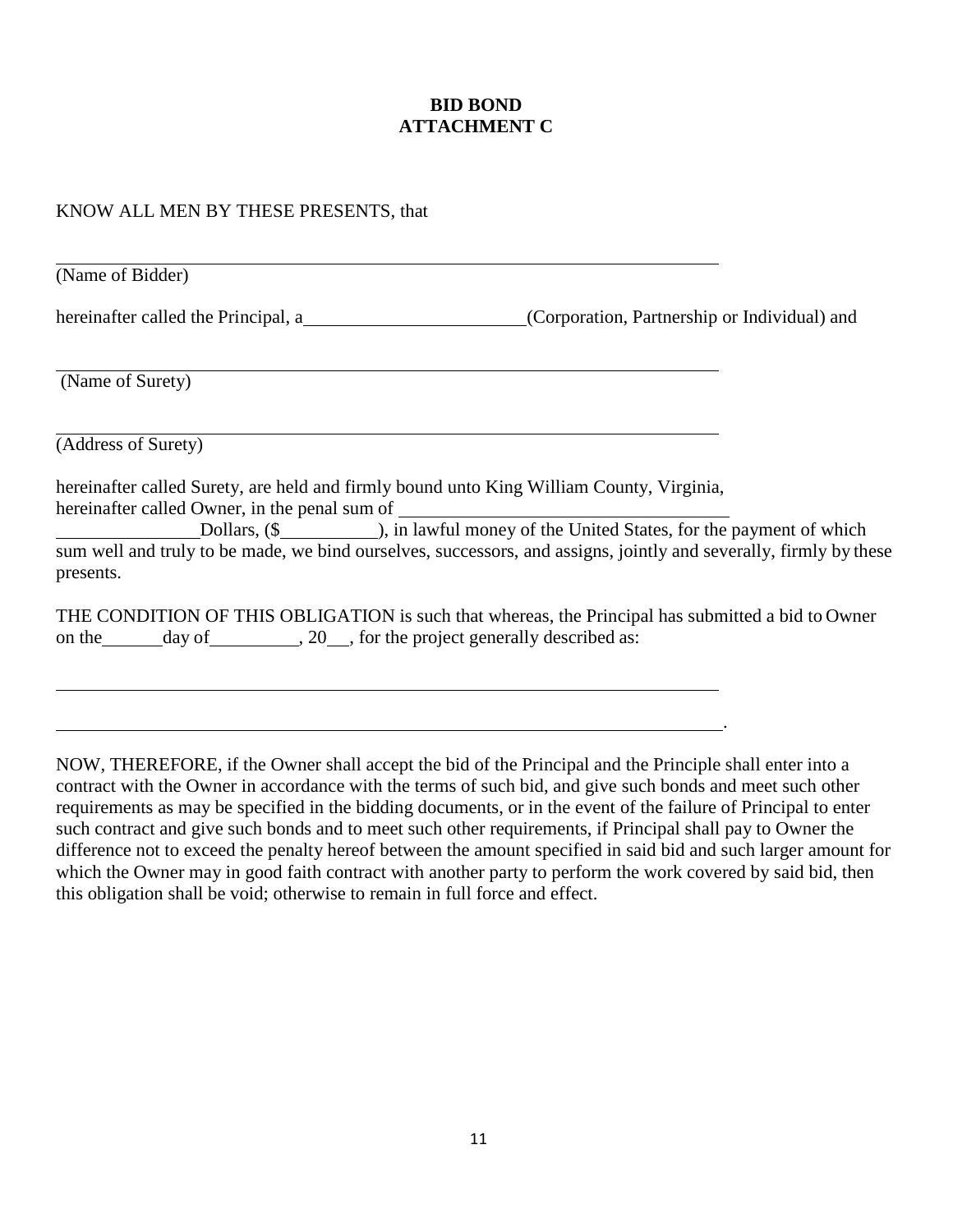# BID BOND
## ATTACHMENT C

KNOW ALL MEN BY THESE PRESENTS, that

______________________________________________________________________
(Name of Bidder)

hereinafter called the Principal, a ________________________ (Corporation, Partnership or Individual) and

______________________________________________________________________
(Name of Surety)

______________________________________________________________________
(Address of Surety)

hereinafter called Surety, are held and firmly bound unto King William County, Virginia, hereinafter called Owner, in the penal sum of ____________________________________ ________________ Dollars, ($__________), in lawful money of the United States, for the payment of which sum well and truly to be made, we bind ourselves, successors, and assigns, jointly and severally, firmly by these presents.

THE CONDITION OF THIS OBLIGATION is such that whereas, the Principal has submitted a bid to Owner on the ______ day of _________, 20__, for the project generally described as:

______________________________________________________________________

______________________________________________________________________.

NOW, THEREFORE, if the Owner shall accept the bid of the Principal and the Principle shall enter into a contract with the Owner in accordance with the terms of such bid, and give such bonds and meet such other requirements as may be specified in the bidding documents, or in the event of the failure of Principal to enter such contract and give such bonds and to meet such other requirements, if Principal shall pay to Owner the difference not to exceed the penalty hereof between the amount specified in said bid and such larger amount for which the Owner may in good faith contract with another party to perform the work covered by said bid, then this obligation shall be void; otherwise to remain in full force and effect.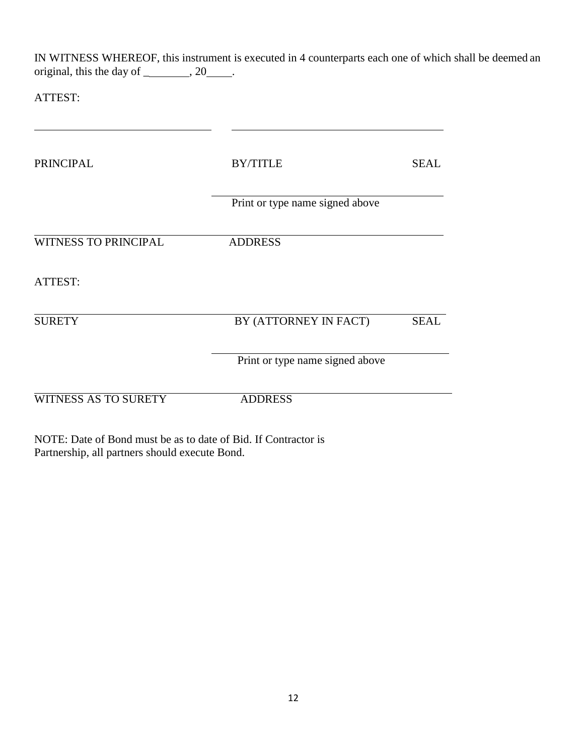IN WITNESS WHEREOF, this instrument is executed in 4 counterparts each one of which shall be deemed an original, this the day of ________, 20_____.

ATTEST:

_______________________________ _______________________________________

PRINCIPAL BY/TITLE SEAL

_______________________________________
Print or type name signed above

_______________________________________________________________________________
WITNESS TO PRINCIPAL ADDRESS

ATTEST:

_______________________________________________________________________________
SURETY BY (ATTORNEY IN FACT) SEAL

_______________________________________
Print or type name signed above

_______________________________________________________________________________
WITNESS AS TO SURETY ADDRESS

NOTE: Date of Bond must be as to date of Bid. If Contractor is Partnership, all partners should execute Bond.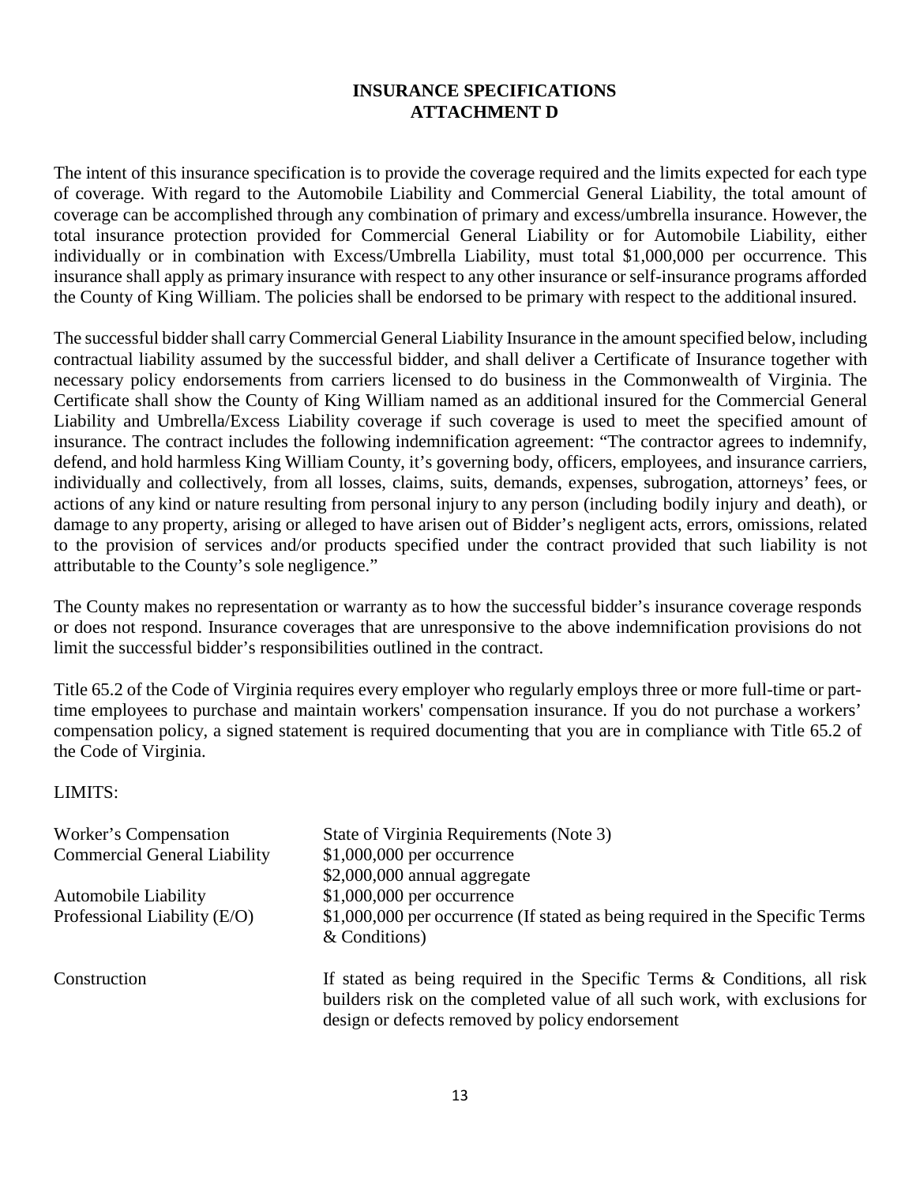# INSURANCE SPECIFICATIONS
## ATTACHMENT D

The intent of this insurance specification is to provide the coverage required and the limits expected for each type of coverage. With regard to the Automobile Liability and Commercial General Liability, the total amount of coverage can be accomplished through any combination of primary and excess/umbrella insurance. However, the total insurance protection provided for Commercial General Liability or for Automobile Liability, either individually or in combination with Excess/Umbrella Liability, must total $1,000,000 per occurrence. This insurance shall apply as primary insurance with respect to any other insurance or self-insurance programs afforded the County of King William. The policies shall be endorsed to be primary with respect to the additional insured.

The successful bidder shall carry Commercial General Liability Insurance in the amount specified below, including contractual liability assumed by the successful bidder, and shall deliver a Certificate of Insurance together with necessary policy endorsements from carriers licensed to do business in the Commonwealth of Virginia. The Certificate shall show the County of King William named as an additional insured for the Commercial General Liability and Umbrella/Excess Liability coverage if such coverage is used to meet the specified amount of insurance. The contract includes the following indemnification agreement: "The contractor agrees to indemnify, defend, and hold harmless King William County, it's governing body, officers, employees, and insurance carriers, individually and collectively, from all losses, claims, suits, demands, expenses, subrogation, attorneys' fees, or actions of any kind or nature resulting from personal injury to any person (including bodily injury and death), or damage to any property, arising or alleged to have arisen out of Bidder's negligent acts, errors, omissions, related to the provision of services and/or products specified under the contract provided that such liability is not attributable to the County's sole negligence."

The County makes no representation or warranty as to how the successful bidder's insurance coverage responds or does not respond. Insurance coverages that are unresponsive to the above indemnification provisions do not limit the successful bidder's responsibilities outlined in the contract.

Title 65.2 of the Code of Virginia requires every employer who regularly employs three or more full-time or part-time employees to purchase and maintain workers' compensation insurance. If you do not purchase a workers' compensation policy, a signed statement is required documenting that you are in compliance with Title 65.2 of the Code of Virginia.

LIMITS:

| | |
|---|---|
| Worker's Compensation | State of Virginia Requirements (Note 3) |
| Commercial General Liability | $1,000,000 per occurrence<br>$2,000,000 annual aggregate |
| Automobile Liability | $1,000,000 per occurrence |
| Professional Liability (E/O) | $1,000,000 per occurrence (If stated as being required in the Specific Terms & Conditions) |
| Construction | If stated as being required in the Specific Terms & Conditions, all risk builders risk on the completed value of all such work, with exclusions for design or defects removed by policy endorsement |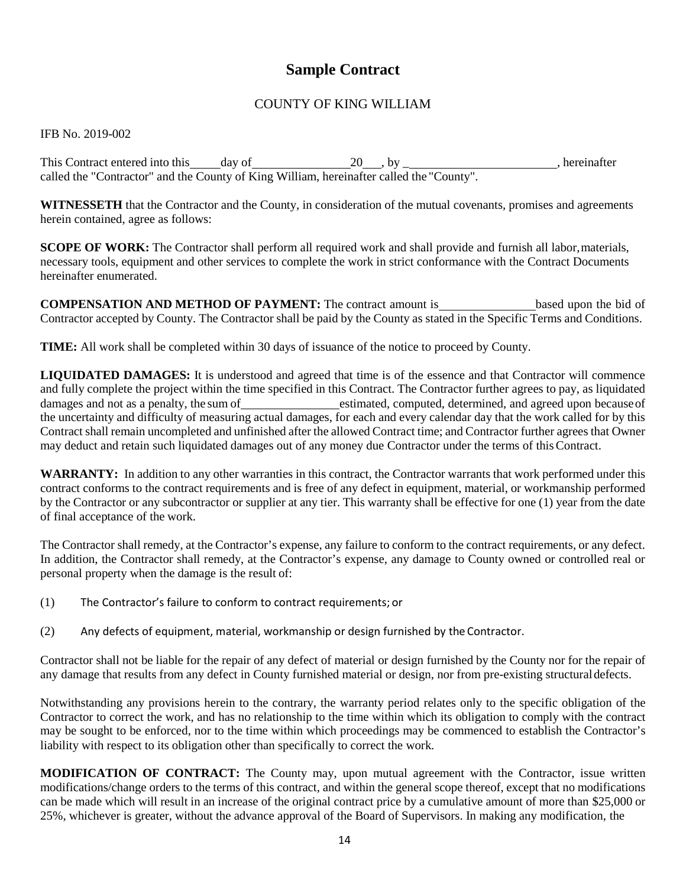# Sample Contract

COUNTY OF KING WILLIAM

IFB No. 2019-002

This Contract entered into this _____ day of ________________ 20___, by _________________________, hereinafter called the "Contractor" and the County of King William, hereinafter called the "County".

**WITNESSETH** that the Contractor and the County, in consideration of the mutual covenants, promises and agreements herein contained, agree as follows:

**SCOPE OF WORK:** The Contractor shall perform all required work and shall provide and furnish all labor, materials, necessary tools, equipment and other services to complete the work in strict conformance with the Contract Documents hereinafter enumerated.

**COMPENSATION AND METHOD OF PAYMENT:** The contract amount is ________________ based upon the bid of Contractor accepted by County. The Contractor shall be paid by the County as stated in the Specific Terms and Conditions.

**TIME:** All work shall be completed within 30 days of issuance of the notice to proceed by County.

**LIQUIDATED DAMAGES:** It is understood and agreed that time is of the essence and that Contractor will commence and fully complete the project within the time specified in this Contract. The Contractor further agrees to pay, as liquidated damages and not as a penalty, the sum of ________________ estimated, computed, determined, and agreed upon because of the uncertainty and difficulty of measuring actual damages, for each and every calendar day that the work called for by this Contract shall remain uncompleted and unfinished after the allowed Contract time; and Contractor further agrees that Owner may deduct and retain such liquidated damages out of any money due Contractor under the terms of this Contract.

**WARRANTY:** In addition to any other warranties in this contract, the Contractor warrants that work performed under this contract conforms to the contract requirements and is free of any defect in equipment, material, or workmanship performed by the Contractor or any subcontractor or supplier at any tier. This warranty shall be effective for one (1) year from the date of final acceptance of the work.

The Contractor shall remedy, at the Contractor's expense, any failure to conform to the contract requirements, or any defect. In addition, the Contractor shall remedy, at the Contractor's expense, any damage to County owned or controlled real or personal property when the damage is the result of:

(1) The Contractor's failure to conform to contract requirements; or

(2) Any defects of equipment, material, workmanship or design furnished by the Contractor.

Contractor shall not be liable for the repair of any defect of material or design furnished by the County nor for the repair of any damage that results from any defect in County furnished material or design, nor from pre-existing structural defects.

Notwithstanding any provisions herein to the contrary, the warranty period relates only to the specific obligation of the Contractor to correct the work, and has no relationship to the time within which its obligation to comply with the contract may be sought to be enforced, nor to the time within which proceedings may be commenced to establish the Contractor's liability with respect to its obligation other than specifically to correct the work.

**MODIFICATION OF CONTRACT:** The County may, upon mutual agreement with the Contractor, issue written modifications/change orders to the terms of this contract, and within the general scope thereof, except that no modifications can be made which will result in an increase of the original contract price by a cumulative amount of more than $25,000 or 25%, whichever is greater, without the advance approval of the Board of Supervisors. In making any modification, the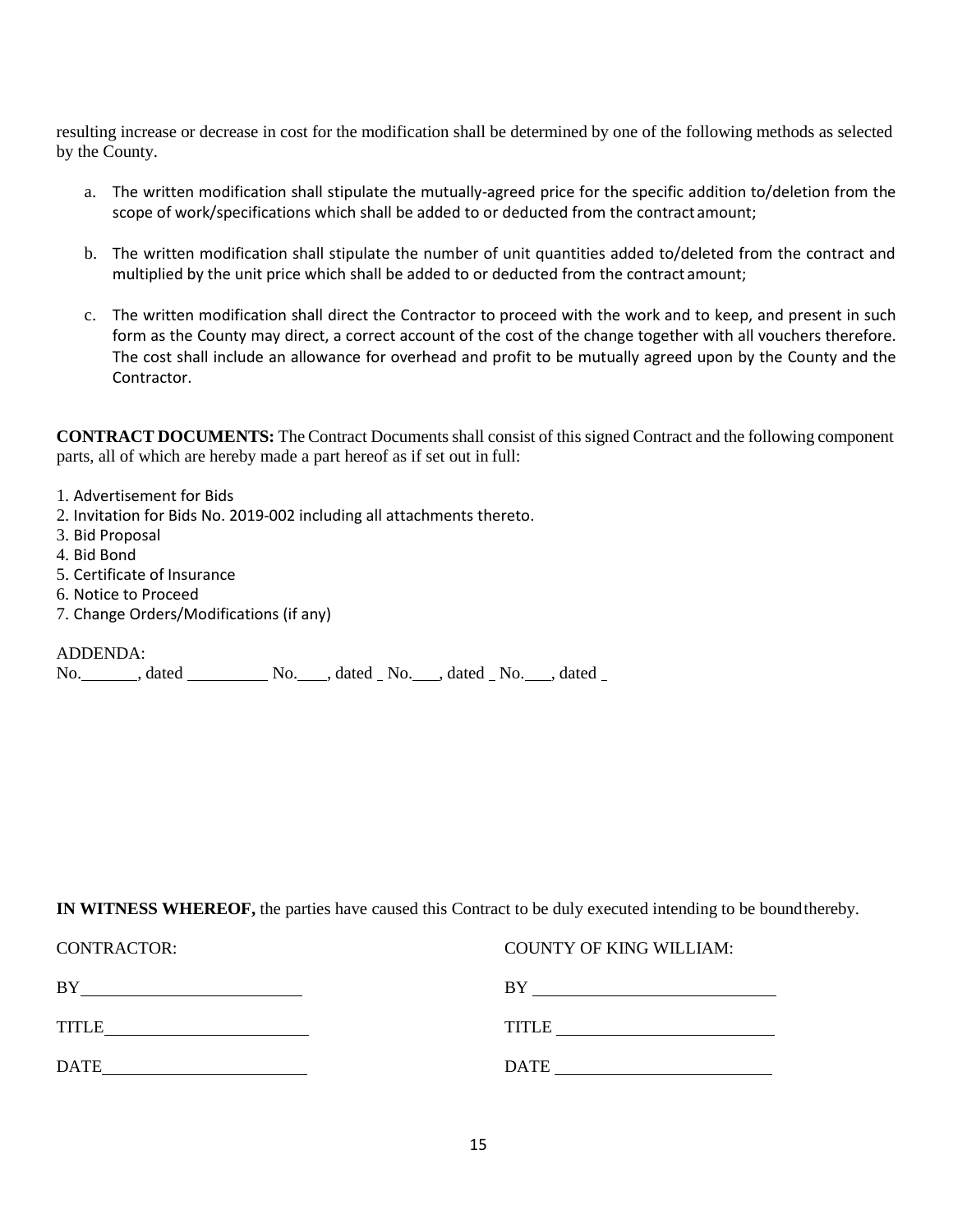resulting increase or decrease in cost for the modification shall be determined by one of the following methods as selected by the County.

a. The written modification shall stipulate the mutually-agreed price for the specific addition to/deletion from the scope of work/specifications which shall be added to or deducted from the contract amount;

b. The written modification shall stipulate the number of unit quantities added to/deleted from the contract and multiplied by the unit price which shall be added to or deducted from the contract amount;

c. The written modification shall direct the Contractor to proceed with the work and to keep, and present in such form as the County may direct, a correct account of the cost of the change together with all vouchers therefore. The cost shall include an allowance for overhead and profit to be mutually agreed upon by the County and the Contractor.

**CONTRACT DOCUMENTS:** The Contract Documents shall consist of this signed Contract and the following component parts, all of which are hereby made a part hereof as if set out in full:

1. Advertisement for Bids
2. Invitation for Bids No. 2019-002 including all attachments thereto.
3. Bid Proposal
4. Bid Bond
5. Certificate of Insurance
6. Notice to Proceed
7. Change Orders/Modifications (if any)

ADDENDA:

No.\_\_\_\_\_\_\_, dated \_\_\_\_\_\_\_\_\_\_ No.\_\_\_\_, dated \_ No.\_\_\_\_, dated \_ No.\_\_\_\_, dated \_

**IN WITNESS WHEREOF,** the parties have caused this Contract to be duly executed intending to be bound thereby.

CONTRACTOR:

BY\_\_\_\_\_\_\_\_\_\_\_\_\_\_\_\_\_\_\_\_\_\_\_\_\_\_

TITLE\_\_\_\_\_\_\_\_\_\_\_\_\_\_\_\_\_\_\_\_\_\_\_\_

DATE\_\_\_\_\_\_\_\_\_\_\_\_\_\_\_\_\_\_\_\_\_\_\_\_

COUNTY OF KING WILLIAM:

BY \_\_\_\_\_\_\_\_\_\_\_\_\_\_\_\_\_\_\_\_\_\_\_\_\_\_\_\_\_

TITLE \_\_\_\_\_\_\_\_\_\_\_\_\_\_\_\_\_\_\_\_\_\_\_\_\_\_

DATE \_\_\_\_\_\_\_\_\_\_\_\_\_\_\_\_\_\_\_\_\_\_\_\_\_\_